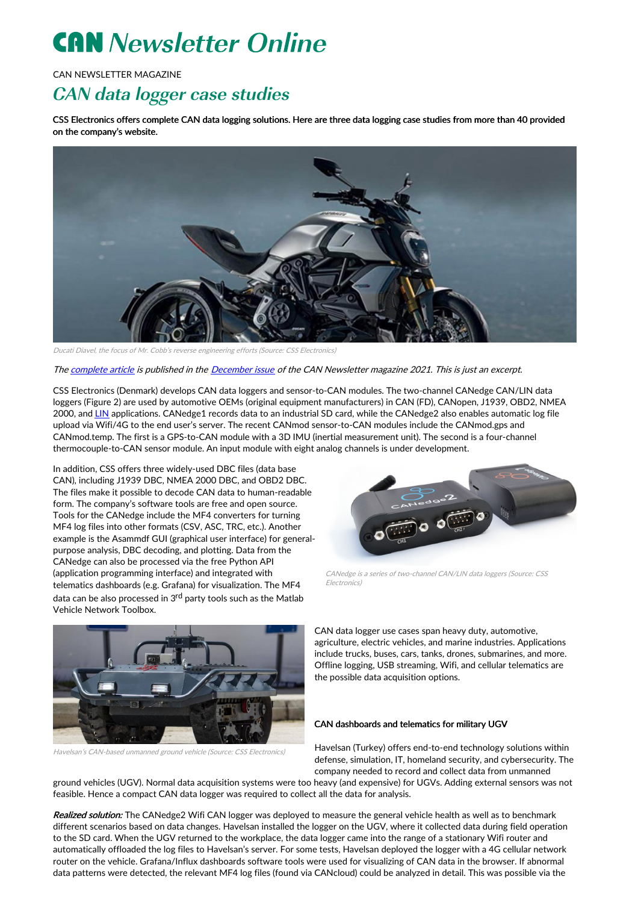# CAN Newsletter Online

CAN NEWSLETTER MAGAZINE

## CAN data logger case studies

**CSS Electronics offers complete CAN data logging solutions. Here are three data logging case studies from more than 40 provided on the company's website.**

Ducati Diavel, the focus of Mr. Cobb's reverse engineering efforts (Source: CSS Electronics)

*The complete article is published in the December issue of the CAN Newsletter magazine 2021. This is just an excerpt.*

CSS Electronics (Denmark) develops CAN data loggers and sensor-to-CAN modules. The two-channel CANedge CAN/LIN data loggers (Figure 2) are used by automotive OEMs (original equipment manufacturers) in CAN (FD), CANopen, J1939, OBD2, NMEA 2000, and LIN applications. CANedge1 records data to an industrial SD card, while the CANedge2 also enables automatic log file upload via Wifi/4G to the end user's server. The recent CANmod sensor-to-CAN modules include the CANmod.gps and CANmod.temp. The first is a GPS-to-CAN module with a 3D IMU (inertial measurement unit). The second is a four-channel thermocouple-to-CAN sensor module. An input module with eight analog channels is under development.

In addition, CSS offers three widely-used DBC files (data base CAN), including J1939 DBC, NMEA 2000 DBC, and OBD2 DBC. The files make it possible to decode CAN data to human-readable form. The company's software tools are free and open source. Tools for the CANedge include the MF4 converters for turning MF4 log files into other formats (CSV, ASC, TRC, etc.). Another example is the Asammdf GUI (graphical user interface) for general-purpose analysis, DBC decoding, and plotting. Data from the CANedge can also be processed via the free Python API (application programming interface) and integrated with telematics dashboards (e.g. Grafana) for visualization. The MF4 data can be also processed in 3rd party tools such as the Matlab Vehicle Network Toolbox.

CANedge is a series of two-channel CAN/LIN data loggers (Source: CSS Electronics)

CAN data logger use cases span heavy duty, automotive, agriculture, electric vehicles, and marine industries. Applications include trucks, buses, cars, tanks, drones, submarines, and more. Offline logging, USB streaming, Wifi, and cellular telematics are the possible data acquisition options.

Havelsan's CAN-based unmanned ground vehicle (Source: CSS Electronics)

### CAN dashboards and telematics for military UGV

Havelsan (Turkey) offers end-to-end technology solutions within defense, simulation, IT, homeland security, and cybersecurity. The company needed to record and collect data from unmanned ground vehicles (UGV). Normal data acquisition systems were too heavy (and expensive) for UGVs. Adding external sensors was not feasible. Hence a compact CAN data logger was required to collect all the data for analysis.

***Realized solution:*** The CANedge2 Wifi CAN logger was deployed to measure the general vehicle health as well as to benchmark different scenarios based on data changes. Havelsan installed the logger on the UGV, where it collected data during field operation to the SD card. When the UGV returned to the workplace, the data logger came into the range of a stationary Wifi router and automatically offloaded the log files to Havelsan's server. For some tests, Havelsan deployed the logger with a 4G cellular network router on the vehicle. Grafana/Influx dashboards software tools were used for visualizing of CAN data in the browser. If abnormal data patterns were detected, the relevant MF4 log files (found via CANcloud) could be analyzed in detail. This was possible via the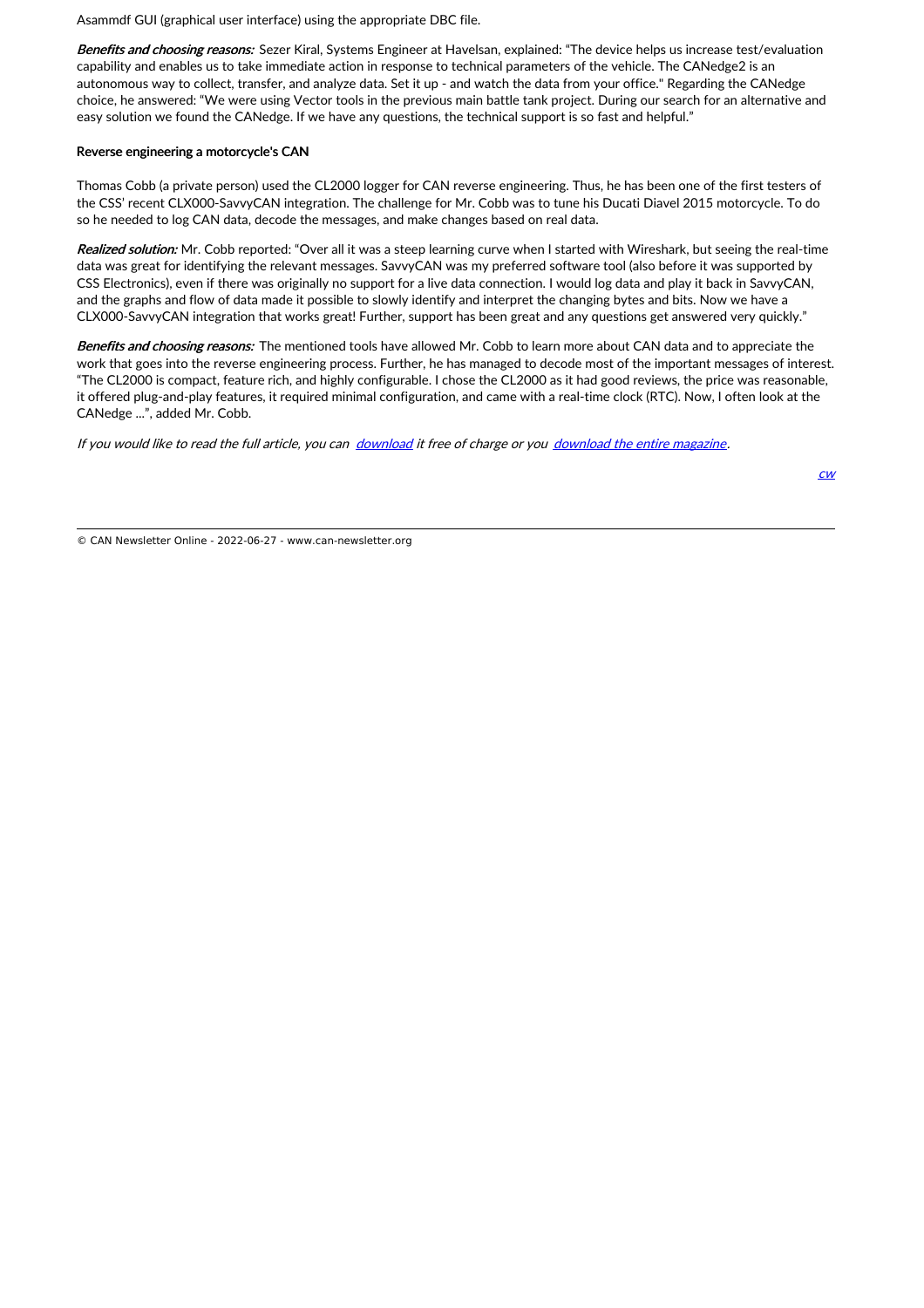Asammdf GUI (graphical user interface) using the appropriate DBC file.

***Benefits and choosing reasons:*** Sezer Kiral, Systems Engineer at Havelsan, explained: "The device helps us increase test/evaluation capability and enables us to take immediate action in response to technical parameters of the vehicle. The CANedge2 is an autonomous way to collect, transfer, and analyze data. Set it up - and watch the data from your office." Regarding the CANedge choice, he answered: "We were using Vector tools in the previous main battle tank project. During our search for an alternative and easy solution we found the CANedge. If we have any questions, the technical support is so fast and helpful."

**Reverse engineering a motorcycle's CAN**

Thomas Cobb (a private person) used the CL2000 logger for CAN reverse engineering. Thus, he has been one of the first testers of the CSS' recent CLX000-SavvyCAN integration. The challenge for Mr. Cobb was to tune his Ducati Diavel 2015 motorcycle. To do so he needed to log CAN data, decode the messages, and make changes based on real data.

***Realized solution:*** Mr. Cobb reported: "Over all it was a steep learning curve when I started with Wireshark, but seeing the real-time data was great for identifying the relevant messages. SavvyCAN was my preferred software tool (also before it was supported by CSS Electronics), even if there was originally no support for a live data connection. I would log data and play it back in SavvyCAN, and the graphs and flow of data made it possible to slowly identify and interpret the changing bytes and bits. Now we have a CLX000-SavvyCAN integration that works great! Further, support has been great and any questions get answered very quickly."

***Benefits and choosing reasons:*** The mentioned tools have allowed Mr. Cobb to learn more about CAN data and to appreciate the work that goes into the reverse engineering process. Further, he has managed to decode most of the important messages of interest. "The CL2000 is compact, feature rich, and highly configurable. I chose the CL2000 as it had good reviews, the price was reasonable, it offered plug-and-play features, it required minimal configuration, and came with a real-time clock (RTC). Now, I often look at the CANedge ...", added Mr. Cobb.

*If you would like to read the full article, you can download it free of charge or you download the entire magazine.*

*cw*

© CAN Newsletter Online - 2022-06-27 - www.can-newsletter.org